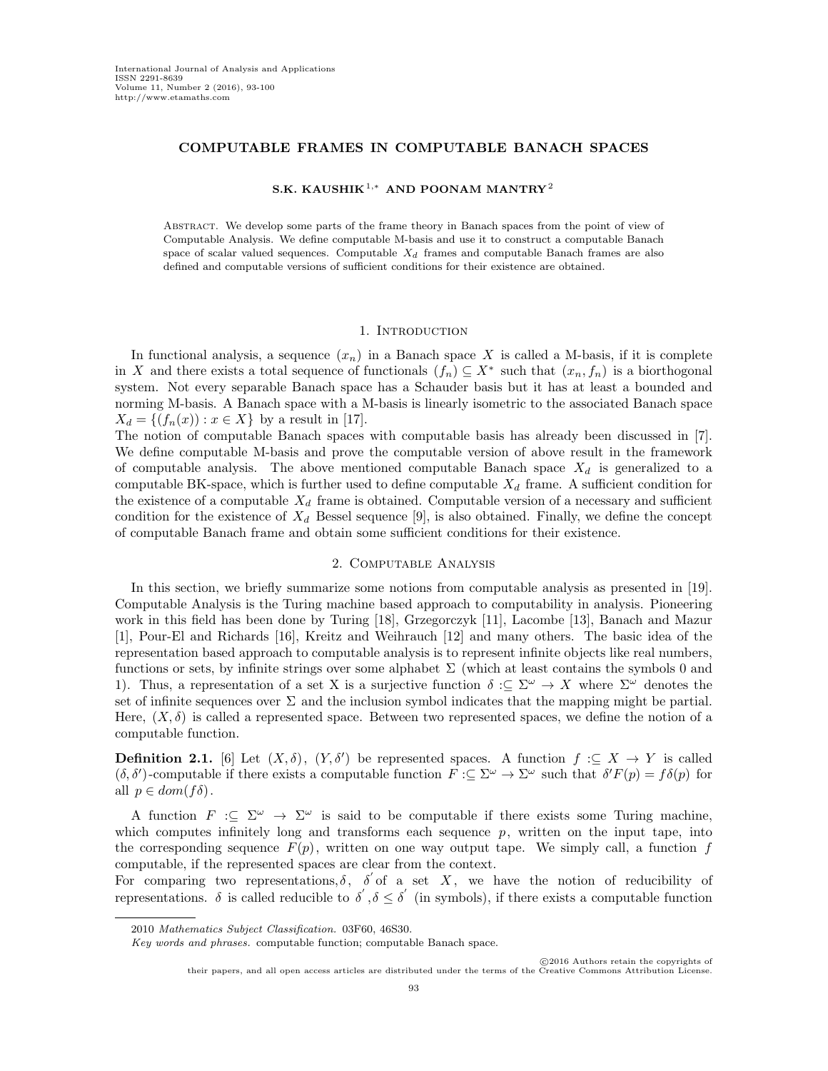# COMPUTABLE FRAMES IN COMPUTABLE BANACH SPACES

**S.K. KAUSHIK [1,*] AND POONAM MANTRY [2]**

Abstract. We develop some parts of the frame theory in Banach spaces from the point of view of Computable Analysis. We define computable M-basis and use it to construct a computable Banach space of scalar valued sequences. Computable $X_d$ frames and computable Banach frames are also defined and computable versions of sufficient conditions for their existence are obtained.

## 1. Introduction

In functional analysis, a sequence $(x_n)$ in a Banach space $X$ is called a M-basis, if it is complete in $X$ and there exists a total sequence of functionals $(f_n) \subseteq X^*$ such that $(x_n, f_n)$ is a biorthogonal system. Not every separable Banach space has a Schauder basis but it has at least a bounded and norming M-basis. A Banach space with a M-basis is linearly isometric to the associated Banach space $X_d = \{(f_n(x)) : x \in X\}$ by a result in [17].

The notion of computable Banach spaces with computable basis has already been discussed in [7]. We define computable M-basis and prove the computable version of above result in the framework of computable analysis. The above mentioned computable Banach space $X_d$ is generalized to a computable BK-space, which is further used to define computable $X_d$ frame. A sufficient condition for the existence of a computable $X_d$ frame is obtained. Computable version of a necessary and sufficient condition for the existence of $X_d$ Bessel sequence [9], is also obtained. Finally, we define the concept of computable Banach frame and obtain some sufficient conditions for their existence.

## 2. Computable Analysis

In this section, we briefly summarize some notions from computable analysis as presented in [19]. Computable Analysis is the Turing machine based approach to computability in analysis. Pioneering work in this field has been done by Turing [18], Grzegorczyk [11], Lacombe [13], Banach and Mazur [1], Pour-El and Richards [16], Kreitz and Weihrauch [12] and many others. The basic idea of the representation based approach to computable analysis is to represent infinite objects like real numbers, functions or sets, by infinite strings over some alphabet $\Sigma$ (which at least contains the symbols 0 and 1). Thus, a representation of a set X is a surjective function $\delta :\subseteq \Sigma^\omega \to X$ where $\Sigma^\omega$ denotes the set of infinite sequences over $\Sigma$ and the inclusion symbol indicates that the mapping might be partial. Here, $(X, \delta)$ is called a represented space. Between two represented spaces, we define the notion of a computable function.

**Definition 2.1.** [6] Let $(X, \delta)$, $(Y, \delta')$ be represented spaces. A function $f :\subseteq X \to Y$ is called $(\delta, \delta')$-computable if there exists a computable function $F :\subseteq \Sigma^\omega \to \Sigma^\omega$ such that $\delta' F(p) = f\delta(p)$ for all $p \in dom(f\delta)$.

A function $F :\subseteq \Sigma^\omega \to \Sigma^\omega$ is said to be computable if there exists some Turing machine, which computes infinitely long and transforms each sequence $p$, written on the input tape, into the corresponding sequence $F(p)$, written on one way output tape. We simply call, a function $f$ computable, if the represented spaces are clear from the context.

For comparing two representations, $\delta$, $\delta'$ of a set $X$, we have the notion of reducibility of representations. $\delta$ is called reducible to $\delta'$, $\delta \leq \delta'$ (in symbols), if there exists a computable function

2010 *Mathematics Subject Classification.* 03F60, 46S30.

*Key words and phrases.* computable function; computable Banach space.

©2016 Authors retain the copyrights of their papers, and all open access articles are distributed under the terms of the Creative Commons Attribution License.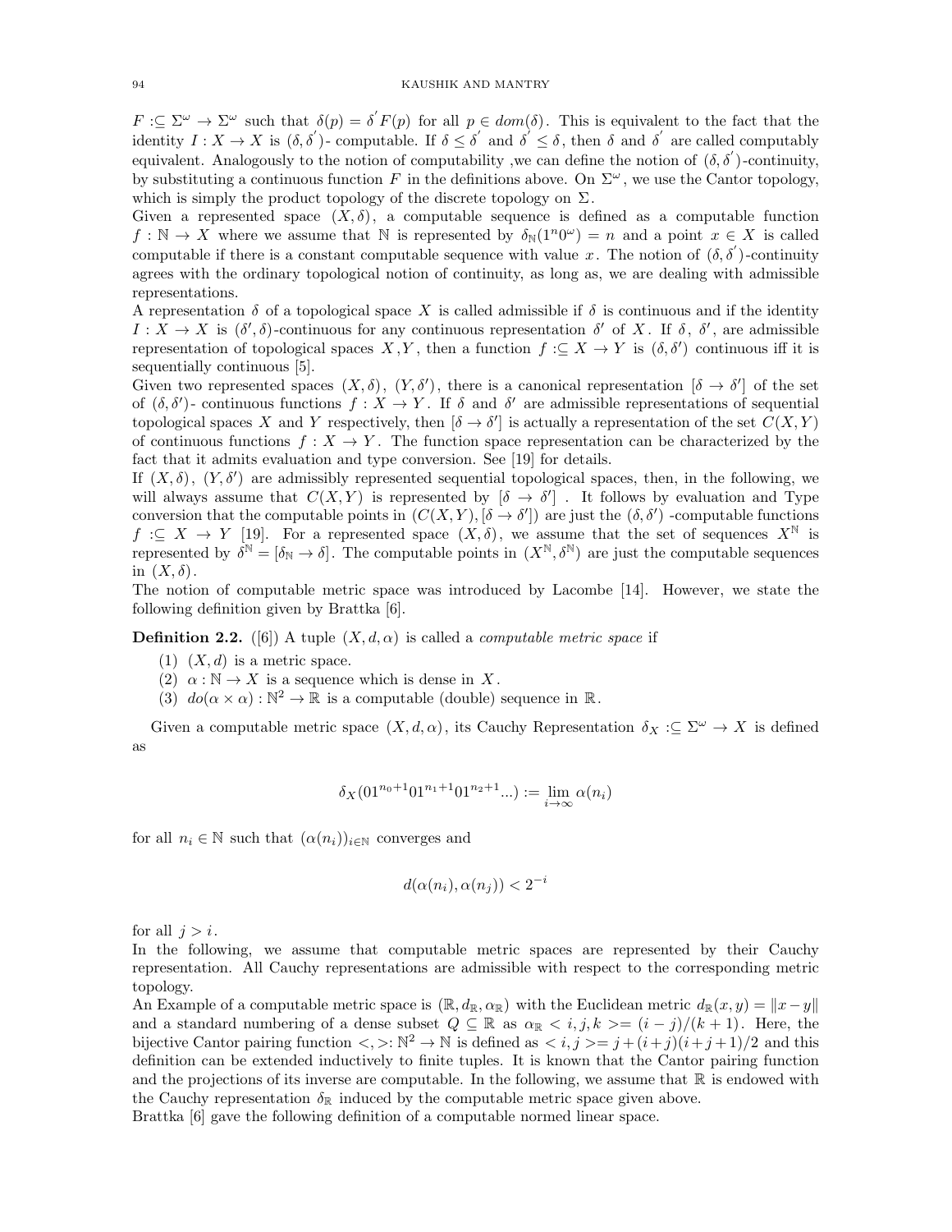$F :\subseteq \Sigma^\omega \to \Sigma^\omega$ such that $\delta(p) = \delta^{'} F(p)$ for all $p \in dom(\delta)$. This is equivalent to the fact that the identity $I : X \to X$ is $(\delta, \delta^{'})$- computable. If $\delta \leq \delta^{'}$ and $\delta^{'} \leq \delta$, then $\delta$ and $\delta^{'}$ are called computably equivalent. Analogously to the notion of computability ,we can define the notion of $(\delta, \delta^{'})$-continuity, by substituting a continuous function $F$ in the definitions above. On $\Sigma^\omega$, we use the Cantor topology, which is simply the product topology of the discrete topology on $\Sigma$.

Given a represented space $(X, \delta)$, a computable sequence is defined as a computable function $f : \mathbb{N} \to X$ where we assume that $\mathbb{N}$ is represented by $\delta_{\mathbb{N}}(1^n 0^\omega) = n$ and a point $x \in X$ is called computable if there is a constant computable sequence with value $x$. The notion of $(\delta, \delta^{'})$-continuity agrees with the ordinary topological notion of continuity, as long as, we are dealing with admissible representations.

A representation $\delta$ of a topological space $X$ is called admissible if $\delta$ is continuous and if the identity $I : X \to X$ is $(\delta', \delta)$-continuous for any continuous representation $\delta'$ of $X$. If $\delta$, $\delta'$, are admissible representation of topological spaces $X, Y$, then a function $f :\subseteq X \to Y$ is $(\delta, \delta')$ continuous iff it is sequentially continuous [5].

Given two represented spaces $(X, \delta)$, $(Y, \delta')$, there is a canonical representation $[\delta \to \delta']$ of the set of $(\delta, \delta')$- continuous functions $f : X \to Y$. If $\delta$ and $\delta'$ are admissible representations of sequential topological spaces $X$ and $Y$ respectively, then $[\delta \to \delta']$ is actually a representation of the set $C(X, Y)$ of continuous functions $f : X \to Y$. The function space representation can be characterized by the fact that it admits evaluation and type conversion. See [19] for details.

If $(X, \delta)$, $(Y, \delta')$ are admissibly represented sequential topological spaces, then, in the following, we will always assume that $C(X, Y)$ is represented by $[\delta \to \delta']$ . It follows by evaluation and Type conversion that the computable points in $(C(X, Y), [\delta \to \delta'])$ are just the $(\delta, \delta')$ -computable functions $f :\subseteq X \to Y$ [19]. For a represented space $(X, \delta)$, we assume that the set of sequences $X^{\mathbb{N}}$ is represented by $\delta^{\mathbb{N}} = [\delta_{\mathbb{N}} \to \delta]$. The computable points in $(X^{\mathbb{N}}, \delta^{\mathbb{N}})$ are just the computable sequences in $(X, \delta)$.

The notion of computable metric space was introduced by Lacombe [14]. However, we state the following definition given by Brattka [6].

**Definition 2.2.** ([6]) A tuple $(X, d, \alpha)$ is called a *computable metric space* if

(1) $(X, d)$ is a metric space.
(2) $\alpha : \mathbb{N} \to X$ is a sequence which is dense in $X$.
(3) $do(\alpha \times \alpha) : \mathbb{N}^2 \to \mathbb{R}$ is a computable (double) sequence in $\mathbb{R}$.

Given a computable metric space $(X, d, \alpha)$, its Cauchy Representation $\delta_X :\subseteq \Sigma^\omega \to X$ is defined as

$$\delta_X(01^{n_0+1}01^{n_1+1}01^{n_2+1}...) := \lim_{i \to \infty} \alpha(n_i)$$

for all $n_i \in \mathbb{N}$ such that $(\alpha(n_i))_{i \in \mathbb{N}}$ converges and

$$d(\alpha(n_i), \alpha(n_j)) < 2^{-i}$$

for all $j > i$.

In the following, we assume that computable metric spaces are represented by their Cauchy representation. All Cauchy representations are admissible with respect to the corresponding metric topology.

An Example of a computable metric space is $(\mathbb{R}, d_{\mathbb{R}}, \alpha_{\mathbb{R}})$ with the Euclidean metric $d_{\mathbb{R}}(x, y) = \|x - y\|$ and a standard numbering of a dense subset $Q \subseteq \mathbb{R}$ as $\alpha_{\mathbb{R}} < i, j, k >= (i - j)/(k + 1)$. Here, the bijective Cantor pairing function $<,>: \mathbb{N}^2 \to \mathbb{N}$ is defined as $< i, j >= j + (i + j)(i + j + 1)/2$ and this definition can be extended inductively to finite tuples. It is known that the Cantor pairing function and the projections of its inverse are computable. In the following, we assume that $\mathbb{R}$ is endowed with the Cauchy representation $\delta_{\mathbb{R}}$ induced by the computable metric space given above.

Brattka [6] gave the following definition of a computable normed linear space.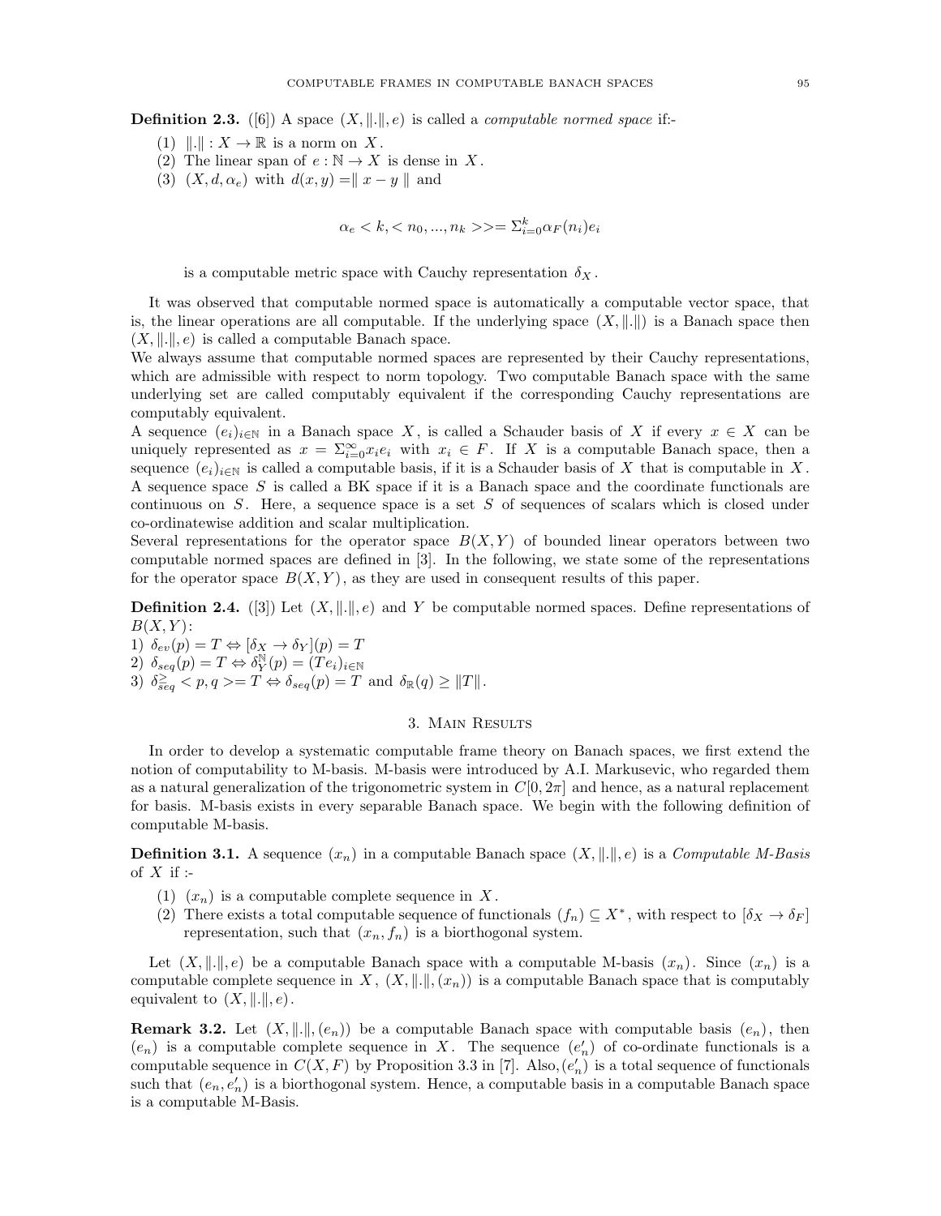**Definition 2.3.** ([6]) A space $(X, \|.\|, e)$ is called a *computable normed space* if:-

1. $\|.\| : X \to \mathbb{R}$ is a norm on $X$.
2. The linear span of $e : \mathbb{N} \to X$ is dense in $X$.
3. $(X, d, \alpha_e)$ with $d(x, y) = \| x - y \|$ and

$$\alpha_e < k, < n_0, ..., n_k >> = \Sigma_{i=0}^{k} \alpha_F(n_i) e_i$$

is a computable metric space with Cauchy representation $\delta_X$.

It was observed that computable normed space is automatically a computable vector space, that is, the linear operations are all computable. If the underlying space $(X, \|.\|)$ is a Banach space then $(X, \|.\|, e)$ is called a computable Banach space.
We always assume that computable normed spaces are represented by their Cauchy representations, which are admissible with respect to norm topology. Two computable Banach space with the same underlying set are called computably equivalent if the corresponding Cauchy representations are computably equivalent.
A sequence $(e_i)_{i \in \mathbb{N}}$ in a Banach space $X$, is called a Schauder basis of $X$ if every $x \in X$ can be uniquely represented as $x = \Sigma_{i=0}^{\infty} x_i e_i$ with $x_i \in F$. If $X$ is a computable Banach space, then a sequence $(e_i)_{i \in \mathbb{N}}$ is called a computable basis, if it is a Schauder basis of $X$ that is computable in $X$.
A sequence space $S$ is called a BK space if it is a Banach space and the coordinate functionals are continuous on $S$. Here, a sequence space is a set $S$ of sequences of scalars which is closed under co-ordinatewise addition and scalar multiplication.
Several representations for the operator space $B(X, Y)$ of bounded linear operators between two computable normed spaces are defined in [3]. In the following, we state some of the representations for the operator space $B(X, Y)$, as they are used in consequent results of this paper.

**Definition 2.4.** ([3]) Let $(X, \|.\|, e)$ and $Y$ be computable normed spaces. Define representations of $B(X, Y)$:
1) $\delta_{ev}(p) = T \Leftrightarrow [\delta_X \to \delta_Y](p) = T$
2) $\delta_{seq}(p) = T \Leftrightarrow \delta_Y^{\mathbb{N}}(p) = (Te_i)_{i \in \mathbb{N}}$
3) $\delta_{seq}^{\geq} < p, q >= T \Leftrightarrow \delta_{seq}(p) = T$ and $\delta_{\mathbb{R}}(q) \geq \|T\|$.

## 3. Main Results

In order to develop a systematic computable frame theory on Banach spaces, we first extend the notion of computability to M-basis. M-basis were introduced by A.I. Markusevic, who regarded them as a natural generalization of the trigonometric system in $C[0, 2\pi]$ and hence, as a natural replacement for basis. M-basis exists in every separable Banach space. We begin with the following definition of computable M-basis.

**Definition 3.1.** A sequence $(x_n)$ in a computable Banach space $(X, \|.\|, e)$ is a *Computable M-Basis* of $X$ if :-

1. $(x_n)$ is a computable complete sequence in $X$.
2. There exists a total computable sequence of functionals $(f_n) \subseteq X^*$, with respect to $[\delta_X \to \delta_F]$ representation, such that $(x_n, f_n)$ is a biorthogonal system.

Let $(X, \|.\|, e)$ be a computable Banach space with a computable M-basis $(x_n)$. Since $(x_n)$ is a computable complete sequence in $X$, $(X, \|.\|, (x_n))$ is a computable Banach space that is computably equivalent to $(X, \|.\|, e)$.

**Remark 3.2.** Let $(X, \|.\|, (e_n))$ be a computable Banach space with computable basis $(e_n)$, then $(e_n)$ is a computable complete sequence in $X$. The sequence $(e'_n)$ of co-ordinate functionals is a computable sequence in $C(X, F)$ by Proposition 3.3 in [7]. Also, $(e'_n)$ is a total sequence of functionals such that $(e_n, e'_n)$ is a biorthogonal system. Hence, a computable basis in a computable Banach space is a computable M-Basis.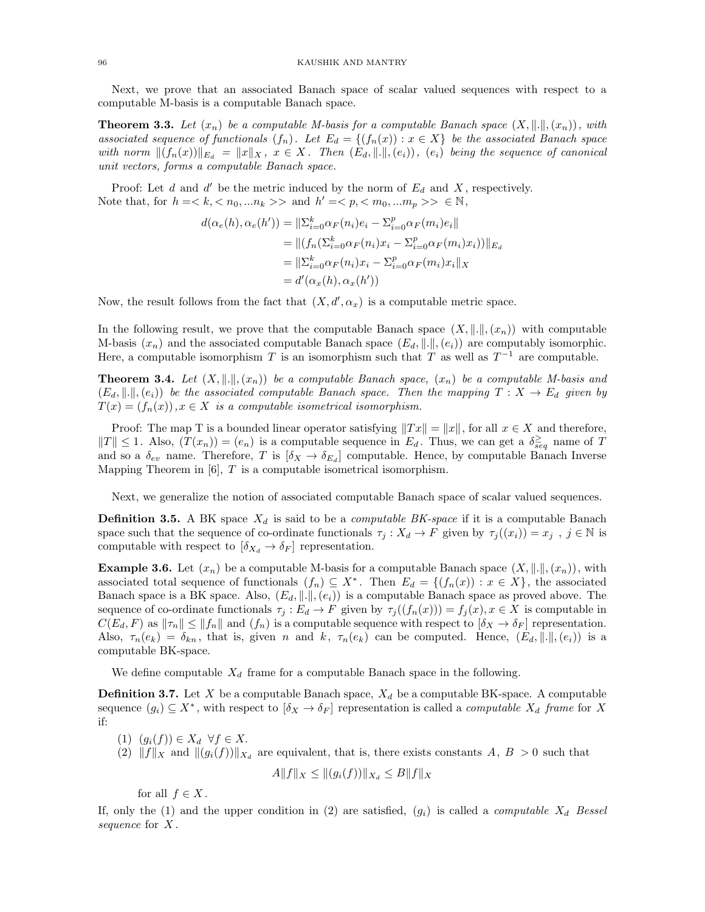Next, we prove that an associated Banach space of scalar valued sequences with respect to a computable M-basis is a computable Banach space.

**Theorem 3.3.** *Let $(x_n)$ be a computable M-basis for a computable Banach space $(X, \|.\|, (x_n))$, with associated sequence of functionals $(f_n)$. Let $E_d = \{(f_n(x)) : x \in X\}$ be the associated Banach space with norm $\|(f_n(x))\|_{E_d} = \|x\|_X$, $x \in X$. Then $(E_d, \|.\|, (e_i))$, $(e_i)$ being the sequence of canonical unit vectors, forms a computable Banach space.*

Proof: Let $d$ and $d'$ be the metric induced by the norm of $E_d$ and $X$, respectively.
Note that, for $h =< k, < n_0, ...n_k >>$ and $h' =< p, < m_0, ...m_p >> \in \mathbb{N}$,

$$
\begin{aligned}
d(\alpha_e(h), \alpha_e(h')) &= \|\Sigma_{i=0}^{k} \alpha_F(n_i)e_i - \Sigma_{i=0}^{p} \alpha_F(m_i)e_i\| \\
&= \|(f_n(\Sigma_{i=0}^{k} \alpha_F(n_i)x_i - \Sigma_{i=0}^{p} \alpha_F(m_i)x_i))\|_{E_d} \\
&= \|\Sigma_{i=0}^{k} \alpha_F(n_i)x_i - \Sigma_{i=0}^{p} \alpha_F(m_i)x_i\|_X \\
&= d'(\alpha_x(h), \alpha_x(h'))
\end{aligned}
$$

Now, the result follows from the fact that $(X, d', \alpha_x)$ is a computable metric space.

In the following result, we prove that the computable Banach space $(X, \|.\|, (x_n))$ with computable M-basis $(x_n)$ and the associated computable Banach space $(E_d, \|.\|, (e_i))$ are computably isomorphic. Here, a computable isomorphism $T$ is an isomorphism such that $T$ as well as $T^{-1}$ are computable.

**Theorem 3.4.** *Let $(X, \|.\|, (x_n))$ be a computable Banach space, $(x_n)$ be a computable M-basis and $(E_d, \|.\|, (e_i))$ be the associated computable Banach space. Then the mapping $T : X \to E_d$ given by $T(x) = (f_n(x)), x \in X$ is a computable isometrical isomorphism.*

Proof: The map T is a bounded linear operator satisfying $\|Tx\| = \|x\|$, for all $x \in X$ and therefore, $\|T\| \leq 1$. Also, $(T(x_n)) = (e_n)$ is a computable sequence in $E_d$. Thus, we can get a $\delta_{seq}^{\geq}$ name of $T$ and so a $\delta_{ev}$ name. Therefore, $T$ is $[\delta_X \to \delta_{E_d}]$ computable. Hence, by computable Banach Inverse Mapping Theorem in [6], $T$ is a computable isometrical isomorphism.

Next, we generalize the notion of associated computable Banach space of scalar valued sequences.

**Definition 3.5.** A BK space $X_d$ is said to be a *computable BK-space* if it is a computable Banach space such that the sequence of co-ordinate functionals $\tau_j : X_d \to F$ given by $\tau_j((x_i)) = x_j$, $j \in \mathbb{N}$ is computable with respect to $[\delta_{X_d} \to \delta_F]$ representation.

**Example 3.6.** Let $(x_n)$ be a computable M-basis for a computable Banach space $(X, \|.\|, (x_n))$, with associated total sequence of functionals $(f_n) \subseteq X^*$. Then $E_d = \{(f_n(x)) : x \in X\}$, the associated Banach space is a BK space. Also, $(E_d, \|.\|, (e_i))$ is a computable Banach space as proved above. The sequence of co-ordinate functionals $\tau_j : E_d \to F$ given by $\tau_j((f_n(x)) = f_j(x), x \in X$ is computable in $C(E_d, F)$ as $\|\tau_n\| \leq \|f_n\|$ and $(f_n)$ is a computable sequence with respect to $[\delta_X \to \delta_F]$ representation. Also, $\tau_n(e_k) = \delta_{kn}$, that is, given $n$ and $k$, $\tau_n(e_k)$ can be computed. Hence, $(E_d, \|.\|, (e_i))$ is a computable BK-space.

We define computable $X_d$ frame for a computable Banach space in the following.

**Definition 3.7.** Let $X$ be a computable Banach space, $X_d$ be a computable BK-space. A computable sequence $(g_i) \subseteq X^*$, with respect to $[\delta_X \to \delta_F]$ representation is called a *computable $X_d$ frame* for $X$ if:

(1) $(g_i(f)) \in X_d \;\; \forall f \in X$.
(2) $\|f\|_X$ and $\|(g_i(f))\|_{X_d}$ are equivalent, that is, there exists constants $A$, $B > 0$ such that

$$
A\|f\|_X \leq \|(g_i(f))\|_{X_d} \leq B\|f\|_X
$$

for all $f \in X$.

If, only the (1) and the upper condition in (2) are satisfied, $(g_i)$ is called a *computable $X_d$ Bessel sequence* for $X$.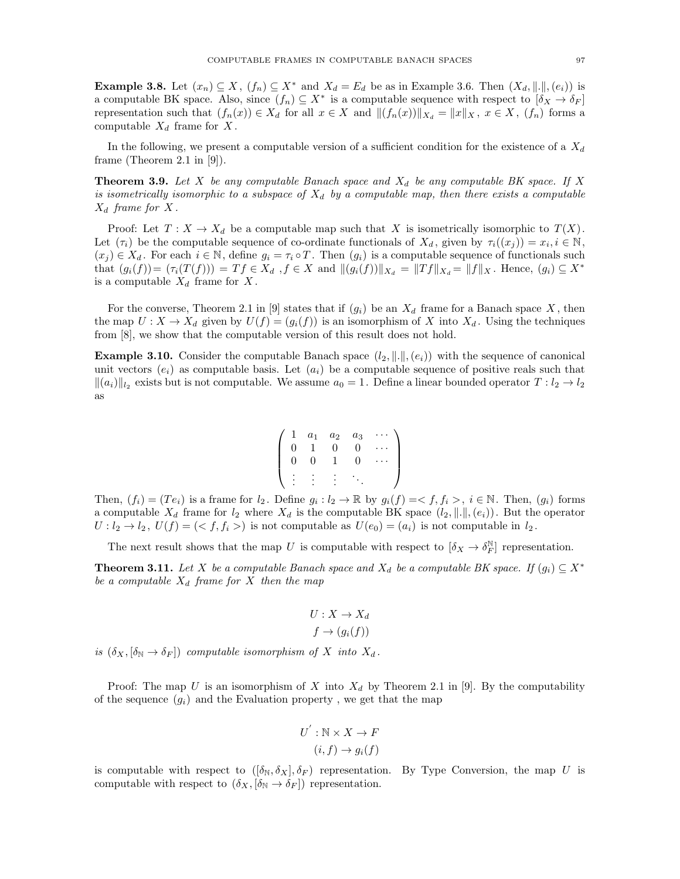**Example 3.8.** Let $(x_n) \subseteq X$, $(f_n) \subseteq X^*$ and $X_d = E_d$ be as in Example 3.6. Then $(X_d, \|.\|, (e_i))$ is a computable BK space. Also, since $(f_n) \subseteq X^*$ is a computable sequence with respect to $[\delta_X \to \delta_F]$ representation such that $(f_n(x)) \in X_d$ for all $x \in X$ and $\|(f_n(x))\|_{X_d} = \|x\|_X$, $x \in X$, $(f_n)$ forms a computable $X_d$ frame for $X$.

In the following, we present a computable version of a sufficient condition for the existence of a $X_d$ frame (Theorem 2.1 in [9]).

**Theorem 3.9.** *Let $X$ be any computable Banach space and $X_d$ be any computable BK space. If $X$ is isometrically isomorphic to a subspace of $X_d$ by a computable map, then there exists a computable $X_d$ frame for $X$.*

Proof: Let $T : X \to X_d$ be a computable map such that $X$ is isometrically isomorphic to $T(X)$. Let $(\tau_i)$ be the computable sequence of co-ordinate functionals of $X_d$, given by $\tau_i((x_j)) = x_i, i \in \mathbb{N}$, $(x_j) \in X_d$. For each $i \in \mathbb{N}$, define $g_i = \tau_i \circ T$. Then $(g_i)$ is a computable sequence of functionals such that $(g_i(f)) = (\tau_i(T(f))) = Tf \in X_d$ , $f \in X$ and $\|(g_i(f))\|_{X_d} = \|Tf\|_{X_d} = \|f\|_X$. Hence, $(g_i) \subseteq X^*$ is a computable $X_d$ frame for $X$.

For the converse, Theorem 2.1 in [9] states that if $(g_i)$ be an $X_d$ frame for a Banach space $X$, then the map $U : X \to X_d$ given by $U(f) = (g_i(f))$ is an isomorphism of $X$ into $X_d$. Using the techniques from [8], we show that the computable version of this result does not hold.

**Example 3.10.** Consider the computable Banach space $(l_2, \|.\|, (e_i))$ with the sequence of canonical unit vectors $(e_i)$ as computable basis. Let $(a_i)$ be a computable sequence of positive reals such that $\|(a_i)\|_{l_2}$ exists but is not computable. We assume $a_0 = 1$. Define a linear bounded operator $T : l_2 \to l_2$ as

$$\begin{pmatrix} 1 & a_1 & a_2 & a_3 & \cdots \\ 0 & 1 & 0 & 0 & \cdots \\ 0 & 0 & 1 & 0 & \cdots \\ \vdots & \vdots & \vdots & \ddots & \end{pmatrix}$$

Then, $(f_i) = (Te_i)$ is a frame for $l_2$. Define $g_i : l_2 \to \mathbb{R}$ by $g_i(f) = < f, f_i >$, $i \in \mathbb{N}$. Then, $(g_i)$ forms a computable $X_d$ frame for $l_2$ where $X_d$ is the computable BK space $(l_2, \|.\|, (e_i))$. But the operator $U : l_2 \to l_2$, $U(f) = (< f, f_i >)$ is not computable as $U(e_0) = (a_i)$ is not computable in $l_2$.

The next result shows that the map $U$ is computable with respect to $[\delta_X \to \delta_F^{\mathbb{N}}]$ representation.

**Theorem 3.11.** *Let $X$ be a computable Banach space and $X_d$ be a computable BK space. If $(g_i) \subseteq X^*$ be a computable $X_d$ frame for $X$ then the map*

$$U : X \to X_d$$
$$f \to (g_i(f))$$

*is $(\delta_X, [\delta_{\mathbb{N}} \to \delta_F])$ computable isomorphism of $X$ into $X_d$.*

Proof: The map $U$ is an isomorphism of $X$ into $X_d$ by Theorem 2.1 in [9]. By the computability of the sequence $(g_i)$ and the Evaluation property , we get that the map

$$U' : \mathbb{N} \times X \to F$$
$$(i, f) \to g_i(f)$$

is computable with respect to $([\delta_{\mathbb{N}}, \delta_X], \delta_F)$ representation. By Type Conversion, the map $U$ is computable with respect to $(\delta_X, [\delta_{\mathbb{N}} \to \delta_F])$ representation.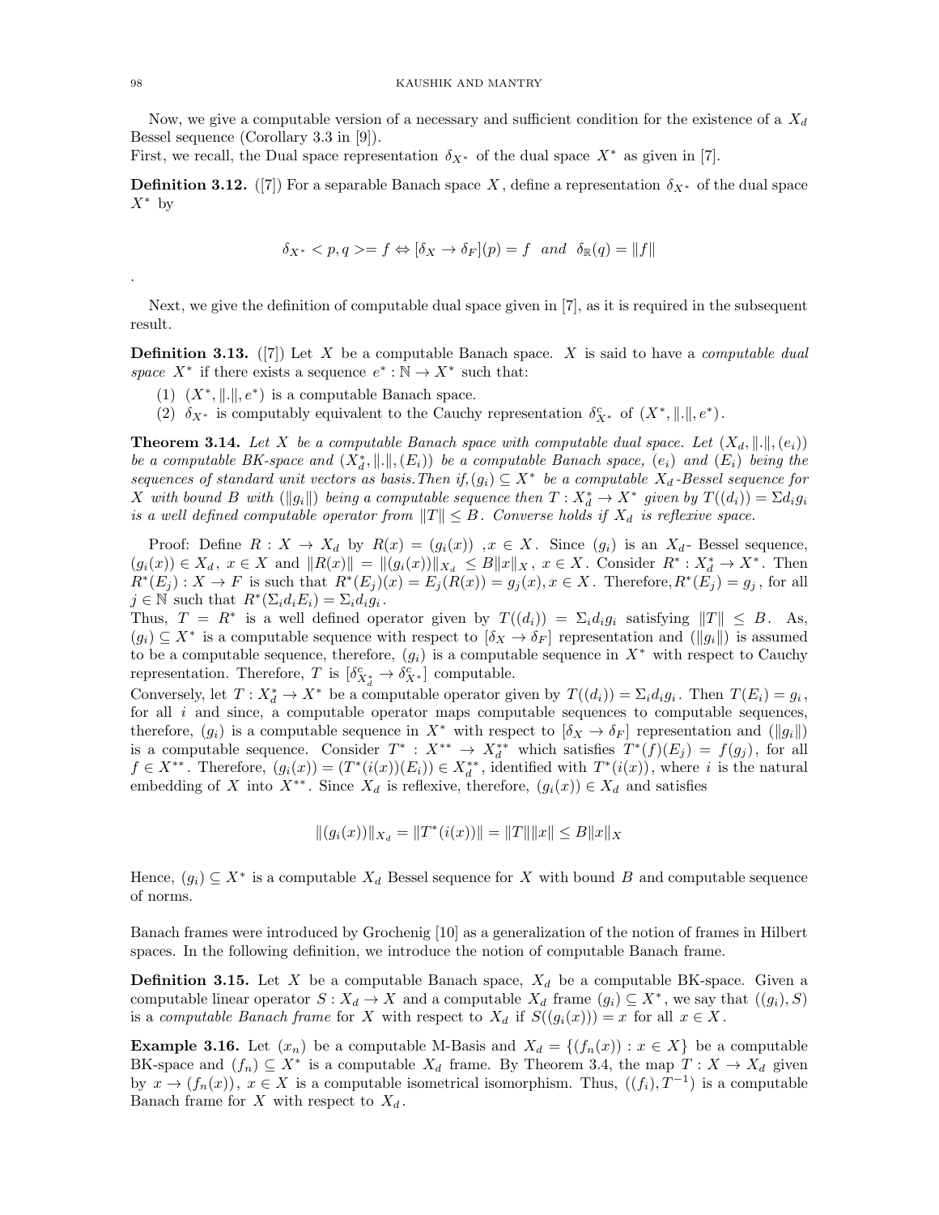Now, we give a computable version of a necessary and sufficient condition for the existence of a $X_d$ Bessel sequence (Corollary 3.3 in [9]).

First, we recall, the Dual space representation $\delta_{X^*}$ of the dual space $X^*$ as given in [7].

**Definition 3.12.** ([7]) For a separable Banach space $X$, define a representation $\delta_{X^*}$ of the dual space $X^*$ by

$$\delta_{X^*} < p, q >= f \Leftrightarrow [\delta_X \to \delta_F](p) = f \quad and \quad \delta_{\mathbb{R}}(q) = \|f\|$$

.

Next, we give the definition of computable dual space given in [7], as it is required in the subsequent result.

**Definition 3.13.** ([7]) Let $X$ be a computable Banach space. $X$ is said to have a *computable dual space* $X^*$ if there exists a sequence $e^* : \mathbb{N} \to X^*$ such that:

1. $(X^*, \|.\|, e^*)$ is a computable Banach space.
2. $\delta_{X^*}$ is computably equivalent to the Cauchy representation $\delta^c_{X^*}$ of $(X^*, \|.\|, e^*)$.

**Theorem 3.14.** *Let $X$ be a computable Banach space with computable dual space. Let $(X_d, \|.\|, (e_i))$ be a computable BK-space and $(X_d^*, \|.\|, (E_i))$ be a computable Banach space, $(e_i)$ and $(E_i)$ being the sequences of standard unit vectors as basis.Then if,$(g_i) \subseteq X^*$ be a computable $X_d$-Bessel sequence for $X$ with bound $B$ with $(\|g_i\|)$ being a computable sequence then $T : X_d^* \to X^*$ given by $T((d_i)) = \Sigma d_i g_i$ is a well defined computable operator from $\|T\| \leq B$. Converse holds if $X_d$ is reflexive space.*

Proof: Define $R : X \to X_d$ by $R(x) = (g_i(x))$ ,$x \in X$. Since $(g_i)$ is an $X_d$- Bessel sequence, $(g_i(x)) \in X_d$, $x \in X$ and $\|R(x)\| = \|(g_i(x))\|_{X_d} \leq B\|x\|_X$, $x \in X$. Consider $R^* : X_d^* \to X^*$. Then $R^*(E_j) : X \to F$ is such that $R^*(E_j)(x) = E_j(R(x)) = g_j(x), x \in X$. Therefore,$R^*(E_j) = g_j$, for all $j \in \mathbb{N}$ such that $R^*(\Sigma_i d_i E_i) = \Sigma_i d_i g_i$.

Thus, $T = R^*$ is a well defined operator given by $T((d_i)) = \Sigma_i d_i g_i$ satisfying $\|T\| \leq B$. As, $(g_i) \subseteq X^*$ is a computable sequence with respect to $[\delta_X \to \delta_F]$ representation and $(\|g_i\|)$ is assumed to be a computable sequence, therefore, $(g_i)$ is a computable sequence in $X^*$ with respect to Cauchy representation. Therefore, $T$ is $[\delta^c_{X_d^*} \to \delta^c_{X^*}]$ computable.

Conversely, let $T : X_d^* \to X^*$ be a computable operator given by $T((d_i)) = \Sigma_i d_i g_i$. Then $T(E_i) = g_i$, for all $i$ and since, a computable operator maps computable sequences to computable sequences, therefore, $(g_i)$ is a computable sequence in $X^*$ with respect to $[\delta_X \to \delta_F]$ representation and $(\|g_i\|)$ is a computable sequence. Consider $T^* : X^{**} \to X_d^{**}$ which satisfies $T^*(f)(E_j) = f(g_j)$, for all $f \in X^{**}$. Therefore, $(g_i(x)) = (T^*(i(x))(E_i)) \in X_d^{**}$, identified with $T^*(i(x))$, where $i$ is the natural embedding of $X$ into $X^{**}$. Since $X_d$ is reflexive, therefore, $(g_i(x)) \in X_d$ and satisfies

$$\|(g_i(x))\|_{X_d} = \|T^*(i(x))\| = \|T\|\|x\| \leq B\|x\|_X$$

Hence, $(g_i) \subseteq X^*$ is a computable $X_d$ Bessel sequence for $X$ with bound $B$ and computable sequence of norms.

Banach frames were introduced by Grochenig [10] as a generalization of the notion of frames in Hilbert spaces. In the following definition, we introduce the notion of computable Banach frame.

**Definition 3.15.** Let $X$ be a computable Banach space, $X_d$ be a computable BK-space. Given a computable linear operator $S : X_d \to X$ and a computable $X_d$ frame $(g_i) \subseteq X^*$, we say that $((g_i), S)$ is a *computable Banach frame* for $X$ with respect to $X_d$ if $S((g_i(x))) = x$ for all $x \in X$.

**Example 3.16.** Let $(x_n)$ be a computable M-Basis and $X_d = \{(f_n(x)) : x \in X\}$ be a computable BK-space and $(f_n) \subseteq X^*$ is a computable $X_d$ frame. By Theorem 3.4, the map $T : X \to X_d$ given by $x \to (f_n(x))$, $x \in X$ is a computable isometrical isomorphism. Thus, $((f_i), T^{-1})$ is a computable Banach frame for $X$ with respect to $X_d$.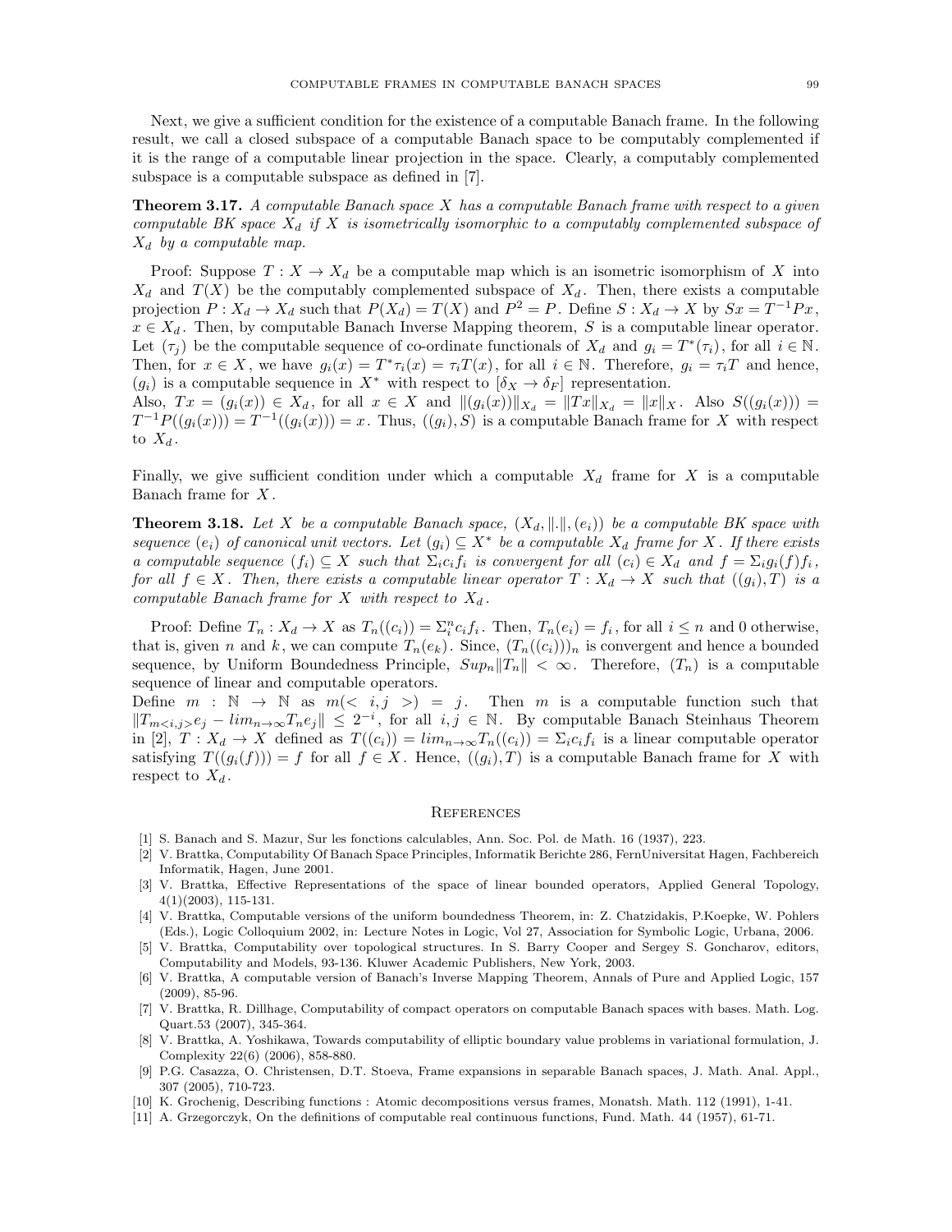Next, we give a sufficient condition for the existence of a computable Banach frame. In the following result, we call a closed subspace of a computable Banach space to be computably complemented if it is the range of a computable linear projection in the space. Clearly, a computably complemented subspace is a computable subspace as defined in [7].

**Theorem 3.17.** *A computable Banach space $X$ has a computable Banach frame with respect to a given computable BK space $X_d$ if $X$ is isometrically isomorphic to a computably complemented subspace of $X_d$ by a computable map.*

Proof: Suppose $T : X \to X_d$ be a computable map which is an isometric isomorphism of $X$ into $X_d$ and $T(X)$ be the computably complemented subspace of $X_d$. Then, there exists a computable projection $P : X_d \to X_d$ such that $P(X_d) = T(X)$ and $P^2 = P$. Define $S : X_d \to X$ by $Sx = T^{-1}Px$, $x \in X_d$. Then, by computable Banach Inverse Mapping theorem, $S$ is a computable linear operator. Let $(\tau_j)$ be the computable sequence of co-ordinate functionals of $X_d$ and $g_i = T^*(\tau_i)$, for all $i \in \mathbb{N}$. Then, for $x \in X$, we have $g_i(x) = T^*\tau_i(x) = \tau_i T(x)$, for all $i \in \mathbb{N}$. Therefore, $g_i = \tau_i T$ and hence, $(g_i)$ is a computable sequence in $X^*$ with respect to $[\delta_X \to \delta_F]$ representation.
Also, $Tx = (g_i(x)) \in X_d$, for all $x \in X$ and $\|(g_i(x))\|_{X_d} = \|Tx\|_{X_d} = \|x\|_X$. Also $S((g_i(x))) = T^{-1}P((g_i(x))) = T^{-1}((g_i(x))) = x$. Thus, $((g_i), S)$ is a computable Banach frame for $X$ with respect to $X_d$.

Finally, we give sufficient condition under which a computable $X_d$ frame for $X$ is a computable Banach frame for $X$.

**Theorem 3.18.** *Let $X$ be a computable Banach space, $(X_d, \|.\|, (e_i))$ be a computable BK space with sequence $(e_i)$ of canonical unit vectors. Let $(g_i) \subseteq X^*$ be a computable $X_d$ frame for $X$. If there exists a computable sequence $(f_i) \subseteq X$ such that $\Sigma_i c_i f_i$ is convergent for all $(c_i) \in X_d$ and $f = \Sigma_i g_i(f) f_i$, for all $f \in X$. Then, there exists a computable linear operator $T : X_d \to X$ such that $((g_i), T)$ is a computable Banach frame for $X$ with respect to $X_d$.*

Proof: Define $T_n : X_d \to X$ as $T_n((c_i)) = \Sigma_i^n c_i f_i$. Then, $T_n(e_i) = f_i$, for all $i \leq n$ and 0 otherwise, that is, given $n$ and $k$, we can compute $T_n(e_k)$. Since, $(T_n((c_i)))_n$ is convergent and hence a bounded sequence, by Uniform Boundedness Principle, $Sup_n\|T_n\| < \infty$. Therefore, $(T_n)$ is a computable sequence of linear and computable operators.
Define $m : \mathbb{N} \to \mathbb{N}$ as $m(<i,j>) = j$. Then $m$ is a computable function such that $\|T_{m<i,j>}e_j - lim_{n\to\infty} T_n e_j\| \leq 2^{-i}$, for all $i, j \in \mathbb{N}$. By computable Banach Steinhaus Theorem in [2], $T : X_d \to X$ defined as $T((c_i)) = lim_{n\to\infty} T_n((c_i)) = \Sigma_i c_i f_i$ is a linear computable operator satisfying $T((g_i(f))) = f$ for all $f \in X$. Hence, $((g_i), T)$ is a computable Banach frame for $X$ with respect to $X_d$.

## References

[1] S. Banach and S. Mazur, Sur les fonctions calculables, Ann. Soc. Pol. de Math. 16 (1937), 223.

[2] V. Brattka, Computability Of Banach Space Principles, Informatik Berichte 286, FernUniversitat Hagen, Fachbereich Informatik, Hagen, June 2001.

[3] V. Brattka, Effective Representations of the space of linear bounded operators, Applied General Topology, 4(1)(2003), 115-131.

[4] V. Brattka, Computable versions of the uniform boundedness Theorem, in: Z. Chatzidakis, P.Koepke, W. Pohlers (Eds.), Logic Colloquium 2002, in: Lecture Notes in Logic, Vol 27, Association for Symbolic Logic, Urbana, 2006.

[5] V. Brattka, Computability over topological structures. In S. Barry Cooper and Sergey S. Goncharov, editors, Computability and Models, 93-136. Kluwer Academic Publishers, New York, 2003.

[6] V. Brattka, A computable version of Banach's Inverse Mapping Theorem, Annals of Pure and Applied Logic, 157 (2009), 85-96.

[7] V. Brattka, R. Dillhage, Computability of compact operators on computable Banach spaces with bases. Math. Log. Quart.53 (2007), 345-364.

[8] V. Brattka, A. Yoshikawa, Towards computability of elliptic boundary value problems in variational formulation, J. Complexity 22(6) (2006), 858-880.

[9] P.G. Casazza, O. Christensen, D.T. Stoeva, Frame expansions in separable Banach spaces, J. Math. Anal. Appl., 307 (2005), 710-723.

[10] K. Grochenig, Describing functions : Atomic decompositions versus frames, Monatsh. Math. 112 (1991), 1-41.

[11] A. Grzegorczyk, On the definitions of computable real continuous functions, Fund. Math. 44 (1957), 61-71.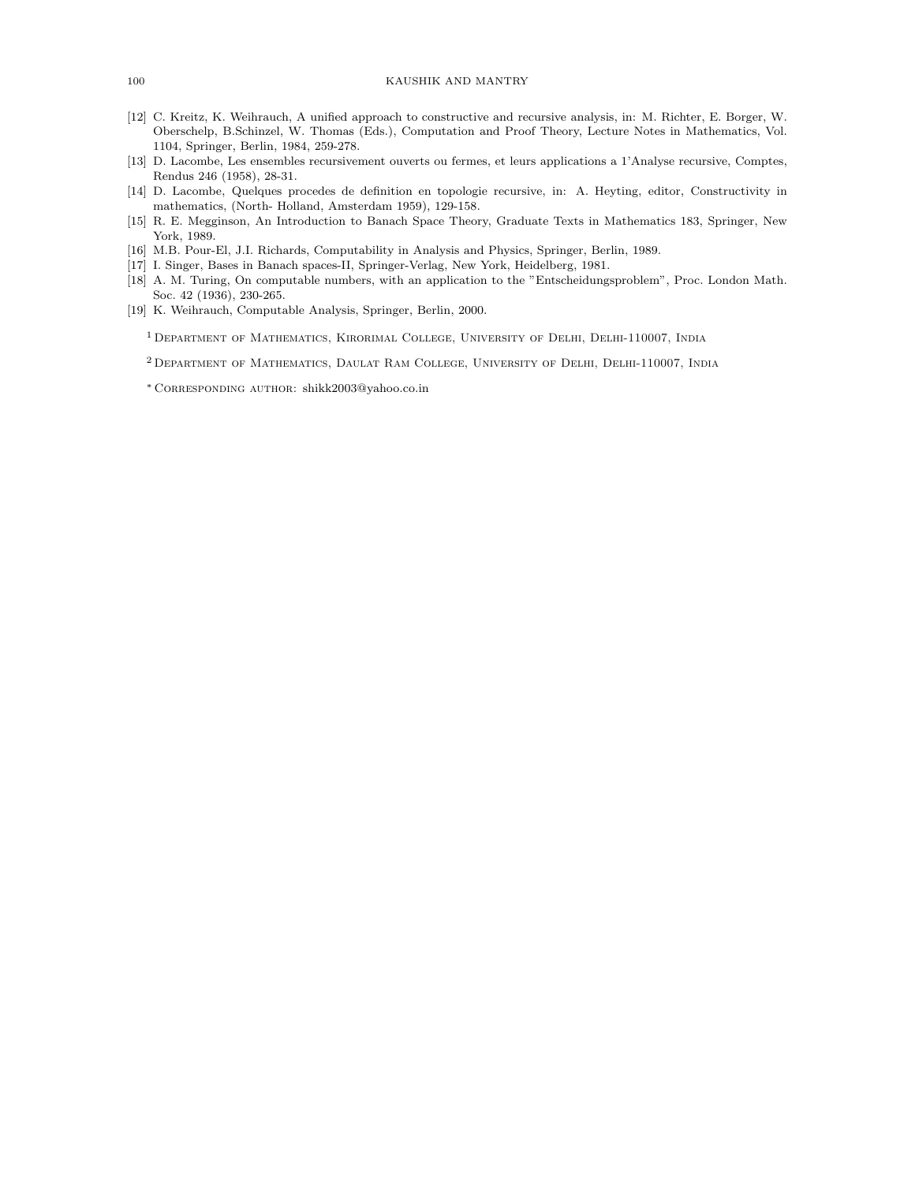[12] C. Kreitz, K. Weihrauch, A unified approach to constructive and recursive analysis, in: M. Richter, E. Borger, W. Oberschelp, B.Schinzel, W. Thomas (Eds.), Computation and Proof Theory, Lecture Notes in Mathematics, Vol. 1104, Springer, Berlin, 1984, 259-278.

[13] D. Lacombe, Les ensembles recursivement ouverts ou fermes, et leurs applications a 1'Analyse recursive, Comptes, Rendus 246 (1958), 28-31.

[14] D. Lacombe, Quelques procedes de definition en topologie recursive, in: A. Heyting, editor, Constructivity in mathematics, (North- Holland, Amsterdam 1959), 129-158.

[15] R. E. Megginson, An Introduction to Banach Space Theory, Graduate Texts in Mathematics 183, Springer, New York, 1989.

[16] M.B. Pour-El, J.I. Richards, Computability in Analysis and Physics, Springer, Berlin, 1989.

[17] I. Singer, Bases in Banach spaces-II, Springer-Verlag, New York, Heidelberg, 1981.

[18] A. M. Turing, On computable numbers, with an application to the "Entscheidungsproblem", Proc. London Math. Soc. 42 (1936), 230-265.

[19] K. Weihrauch, Computable Analysis, Springer, Berlin, 2000.

[1] Department of Mathematics, Kirorimal College, University of Delhi, Delhi-110007, India

[2] Department of Mathematics, Daulat Ram College, University of Delhi, Delhi-110007, India

[*] Corresponding author: shikk2003@yahoo.co.in